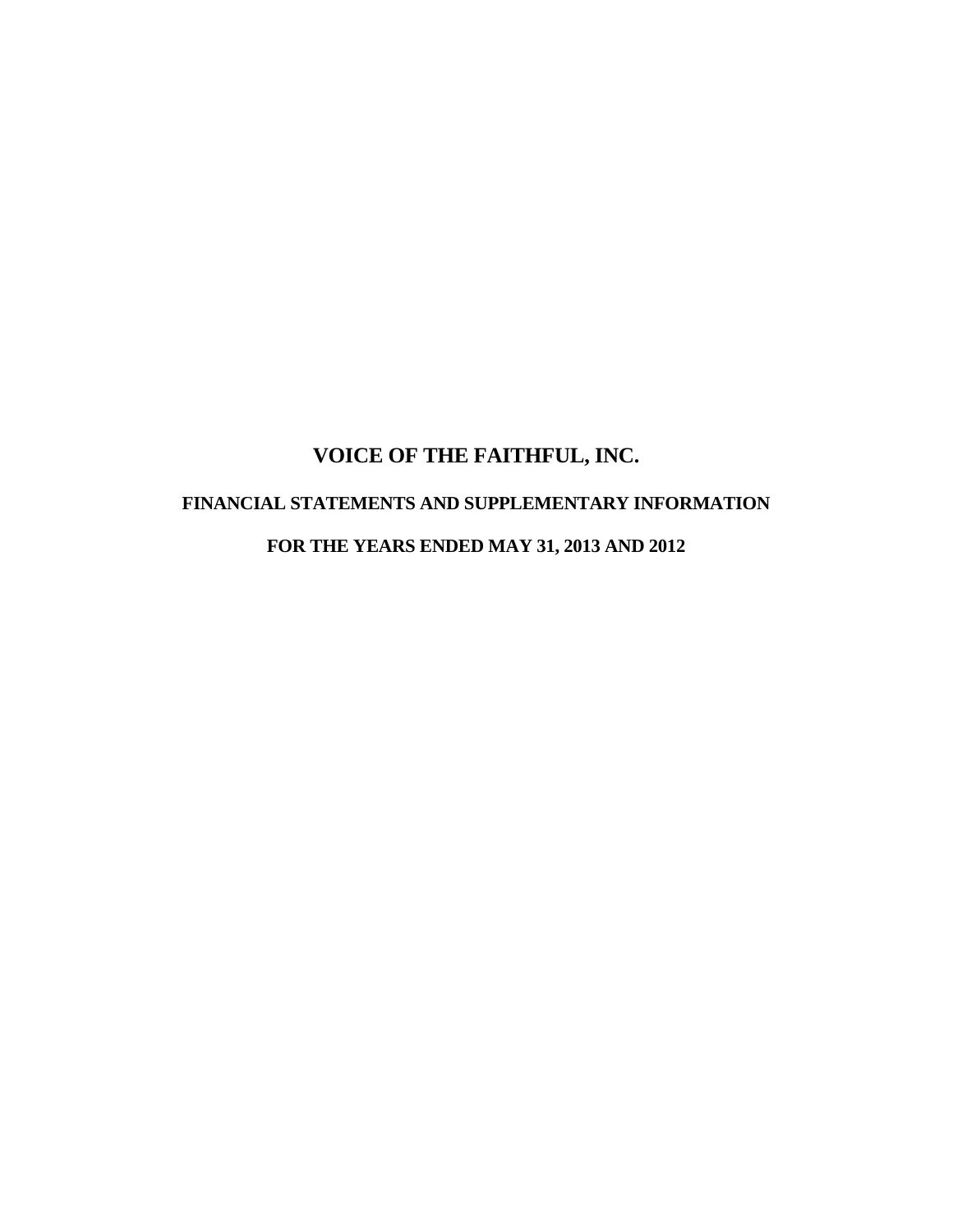# VOICE OF THE FAITHFUL, INC.

## FINANCIAL STATEMENTS AND SUPPLEMENTARY INFORMATION

## FOR THE YEARS ENDED MAY 31, 2013 AND 2012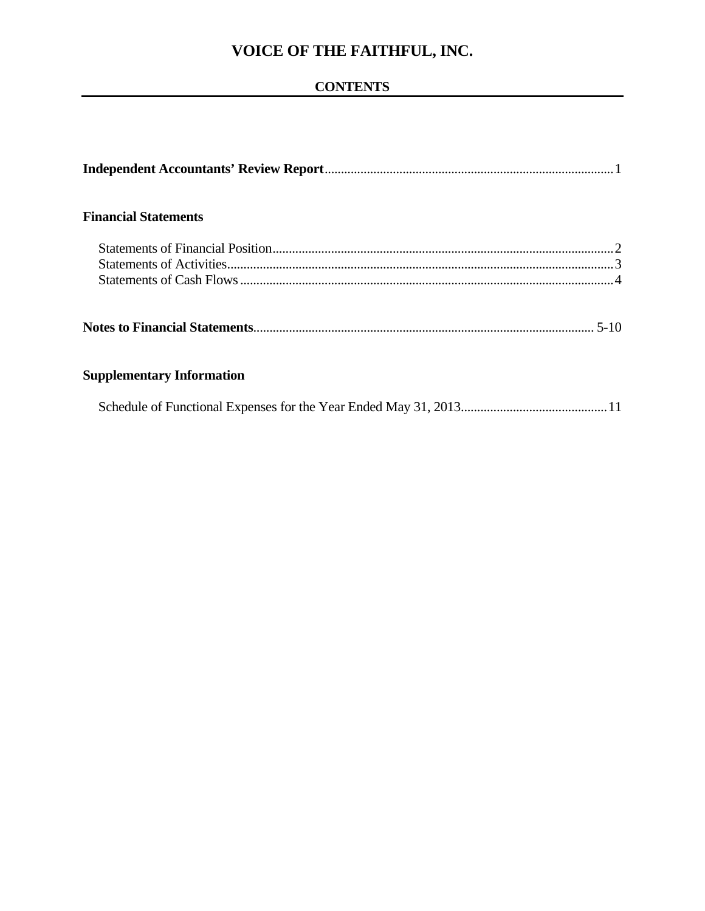# VOICE OF THE FAITHFUL, INC.

## CONTENTS

**Independent Accountants' Review Report** .......... 1

**Financial Statements**

Statements of Financial Position .......... 2
Statements of Activities .......... 3
Statements of Cash Flows .......... 4

**Notes to Financial Statements** .......... 5-10

**Supplementary Information**

Schedule of Functional Expenses for the Year Ended May 31, 2013 .......... 11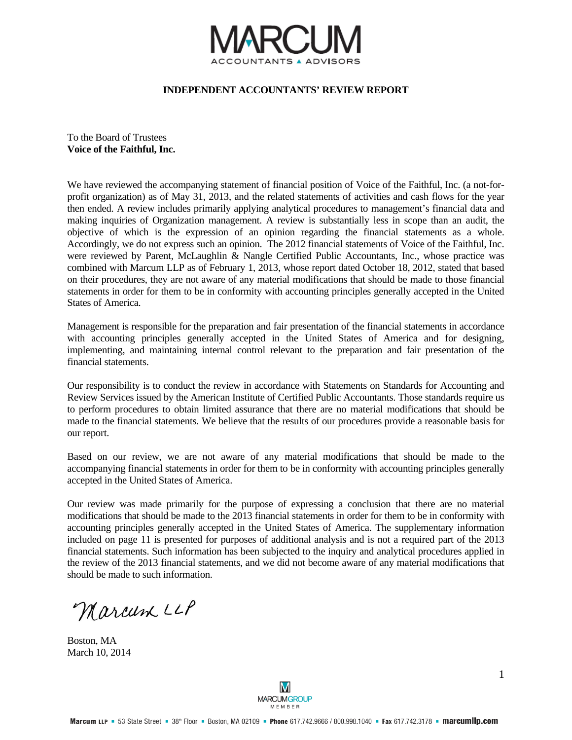# INDEPENDENT ACCOUNTANTS' REVIEW REPORT

To the Board of Trustees
**Voice of the Faithful, Inc.**

We have reviewed the accompanying statement of financial position of Voice of the Faithful, Inc. (a not-for-profit organization) as of May 31, 2013, and the related statements of activities and cash flows for the year then ended. A review includes primarily applying analytical procedures to management's financial data and making inquiries of Organization management. A review is substantially less in scope than an audit, the objective of which is the expression of an opinion regarding the financial statements as a whole. Accordingly, we do not express such an opinion. The 2012 financial statements of Voice of the Faithful, Inc. were reviewed by Parent, McLaughlin & Nangle Certified Public Accountants, Inc., whose practice was combined with Marcum LLP as of February 1, 2013, whose report dated October 18, 2012, stated that based on their procedures, they are not aware of any material modifications that should be made to those financial statements in order for them to be in conformity with accounting principles generally accepted in the United States of America.

Management is responsible for the preparation and fair presentation of the financial statements in accordance with accounting principles generally accepted in the United States of America and for designing, implementing, and maintaining internal control relevant to the preparation and fair presentation of the financial statements.

Our responsibility is to conduct the review in accordance with Statements on Standards for Accounting and Review Services issued by the American Institute of Certified Public Accountants. Those standards require us to perform procedures to obtain limited assurance that there are no material modifications that should be made to the financial statements. We believe that the results of our procedures provide a reasonable basis for our report.

Based on our review, we are not aware of any material modifications that should be made to the accompanying financial statements in order for them to be in conformity with accounting principles generally accepted in the United States of America.

Our review was made primarily for the purpose of expressing a conclusion that there are no material modifications that should be made to the 2013 financial statements in order for them to be in conformity with accounting principles generally accepted in the United States of America. The supplementary information included on page 11 is presented for purposes of additional analysis and is not a required part of the 2013 financial statements. Such information has been subjected to the inquiry and analytical procedures applied in the review of the 2013 financial statements, and we did not become aware of any material modifications that should be made to such information.

Marcum LLP

Boston, MA
March 10, 2014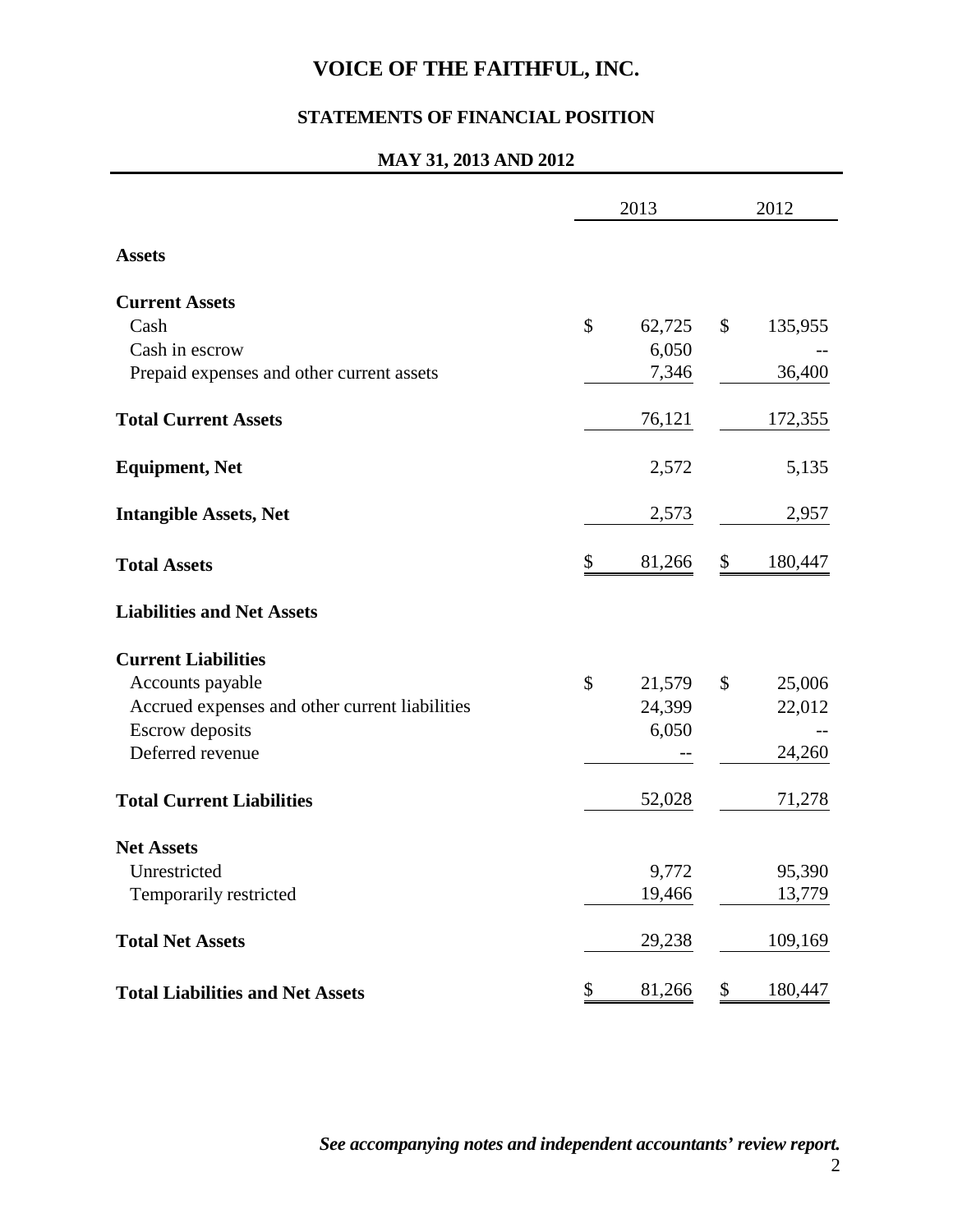# VOICE OF THE FAITHFUL, INC.

## STATEMENTS OF FINANCIAL POSITION

### MAY 31, 2013 AND 2012

| | 2013 | 2012 |
|---|---|---|
| **Assets** | | |
| **Current Assets** | | |
| Cash | $ 62,725 | $ 135,955 |
| Cash in escrow | 6,050 | -- |
| Prepaid expenses and other current assets | 7,346 | 36,400 |
| **Total Current Assets** | 76,121 | 172,355 |
| **Equipment, Net** | 2,572 | 5,135 |
| **Intangible Assets, Net** | 2,573 | 2,957 |
| **Total Assets** | $ 81,266 | $ 180,447 |
| **Liabilities and Net Assets** | | |
| **Current Liabilities** | | |
| Accounts payable | $ 21,579 | $ 25,006 |
| Accrued expenses and other current liabilities | 24,399 | 22,012 |
| Escrow deposits | 6,050 | -- |
| Deferred revenue | -- | 24,260 |
| **Total Current Liabilities** | 52,028 | 71,278 |
| **Net Assets** | | |
| Unrestricted | 9,772 | 95,390 |
| Temporarily restricted | 19,466 | 13,779 |
| **Total Net Assets** | 29,238 | 109,169 |
| **Total Liabilities and Net Assets** | $ 81,266 | $ 180,447 |

***See accompanying notes and independent accountants' review report.***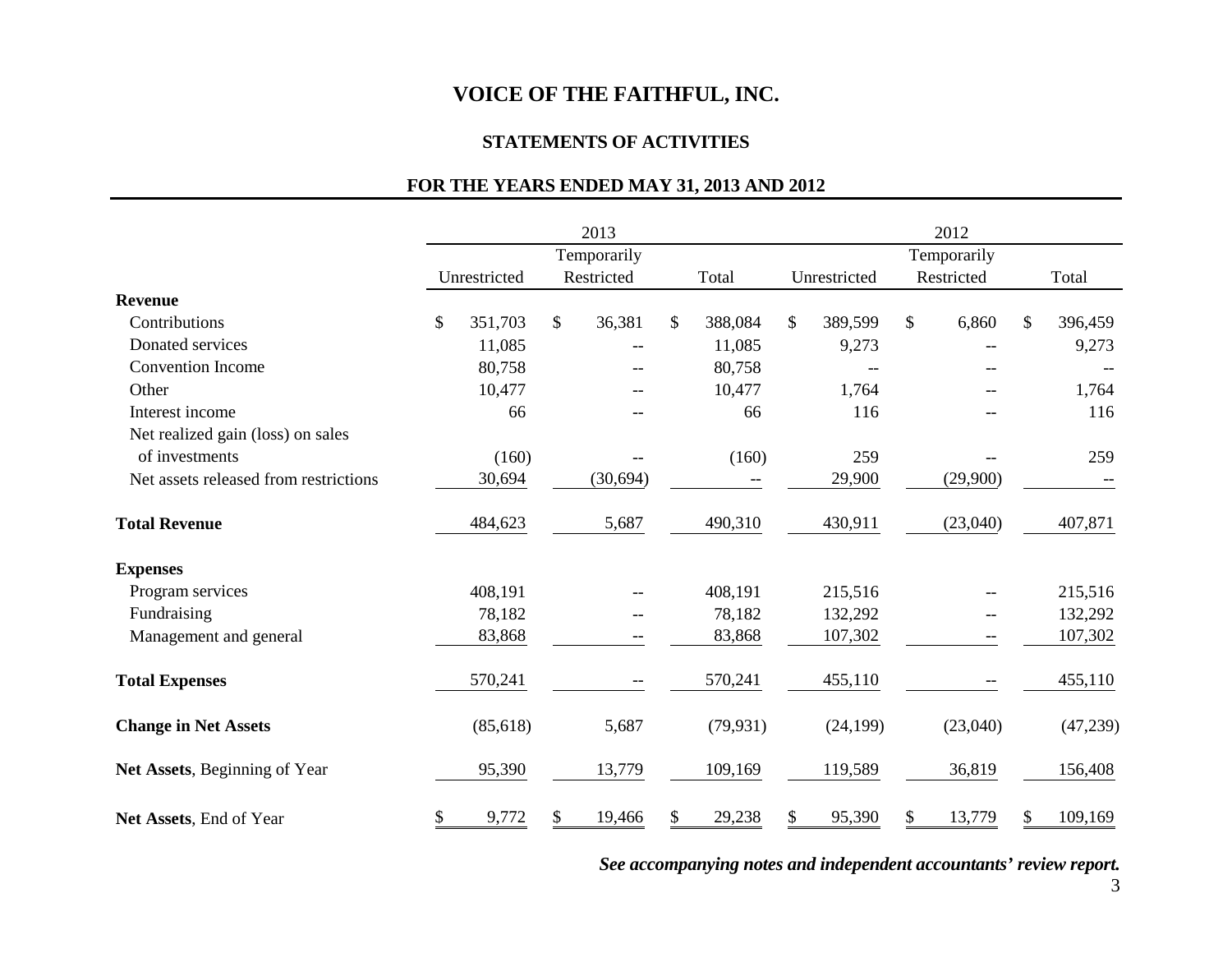# VOICE OF THE FAITHFUL, INC.

## STATEMENTS OF ACTIVITIES

### FOR THE YEARS ENDED MAY 31, 2013 AND 2012

| | 2013 | | | 2012 | | |
|---|---|---|---|---|---|---|
| | Unrestricted | Temporarily Restricted | Total | Unrestricted | Temporarily Restricted | Total |
| **Revenue** | | | | | | |
| Contributions | $ 351,703 | $ 36,381 | $ 388,084 | $ 389,599 | $ 6,860 | $ 396,459 |
| Donated services | 11,085 | -- | 11,085 | 9,273 | -- | 9,273 |
| Convention Income | 80,758 | -- | 80,758 | -- | -- | -- |
| Other | 10,477 | -- | 10,477 | 1,764 | -- | 1,764 |
| Interest income | 66 | -- | 66 | 116 | -- | 116 |
| Net realized gain (loss) on sales of investments | (160) | -- | (160) | 259 | -- | 259 |
| Net assets released from restrictions | 30,694 | (30,694) | -- | 29,900 | (29,900) | -- |
| **Total Revenue** | 484,623 | 5,687 | 490,310 | 430,911 | (23,040) | 407,871 |
| **Expenses** | | | | | | |
| Program services | 408,191 | -- | 408,191 | 215,516 | -- | 215,516 |
| Fundraising | 78,182 | -- | 78,182 | 132,292 | -- | 132,292 |
| Management and general | 83,868 | -- | 83,868 | 107,302 | -- | 107,302 |
| **Total Expenses** | 570,241 | -- | 570,241 | 455,110 | -- | 455,110 |
| **Change in Net Assets** | (85,618) | 5,687 | (79,931) | (24,199) | (23,040) | (47,239) |
| **Net Assets**, Beginning of Year | 95,390 | 13,779 | 109,169 | 119,589 | 36,819 | 156,408 |
| **Net Assets**, End of Year | $ 9,772 | $ 19,466 | $ 29,238 | $ 95,390 | $ 13,779 | $ 109,169 |

***See accompanying notes and independent accountants' review report.***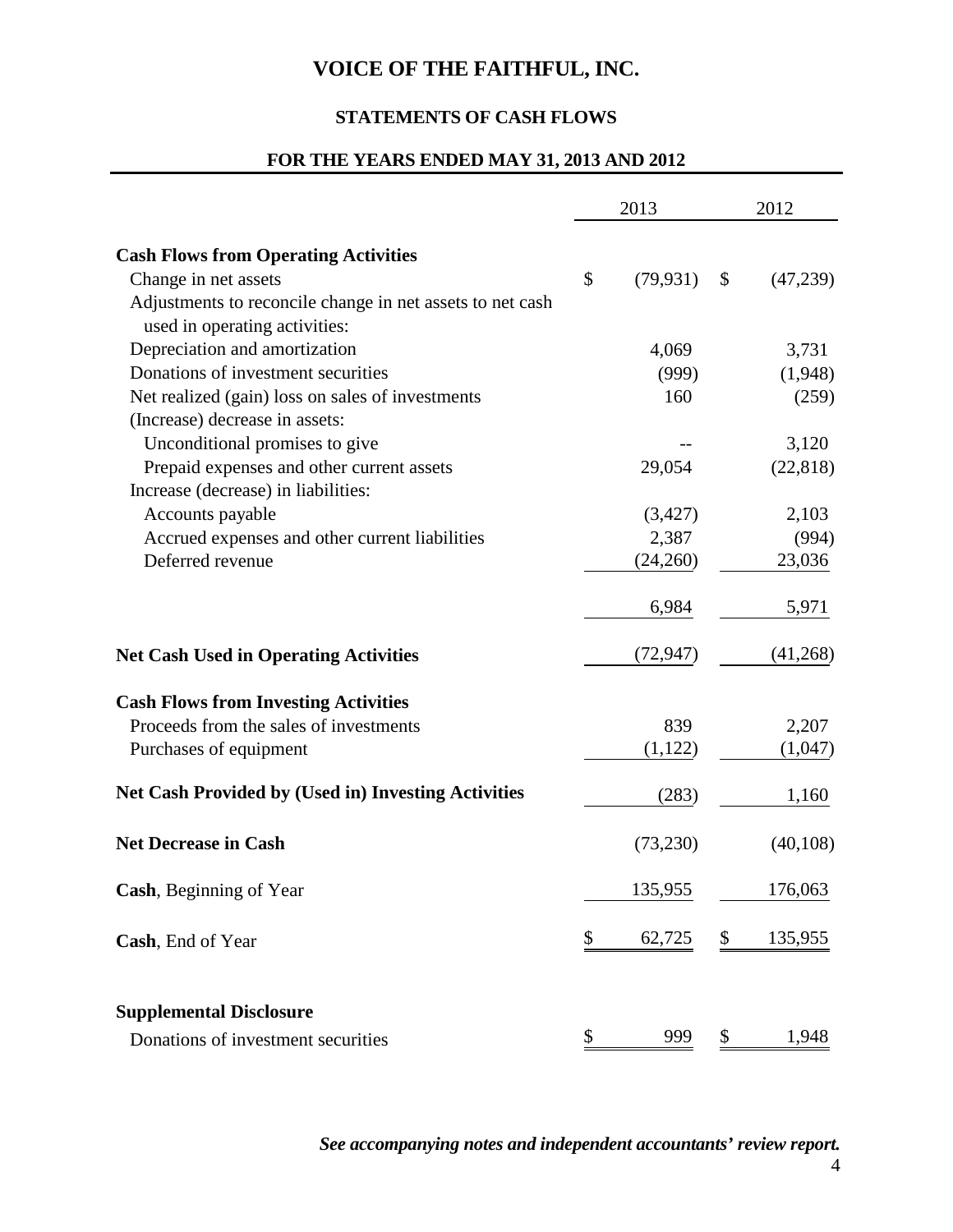# VOICE OF THE FAITHFUL, INC.

## STATEMENTS OF CASH FLOWS

### FOR THE YEARS ENDED MAY 31, 2013 AND 2012

| | 2013 | 2012 |
|---|---|---|
| **Cash Flows from Operating Activities** | | |
| Change in net assets | $ (79,931) | $ (47,239) |
| Adjustments to reconcile change in net assets to net cash used in operating activities: | | |
| Depreciation and amortization | 4,069 | 3,731 |
| Donations of investment securities | (999) | (1,948) |
| Net realized (gain) loss on sales of investments | 160 | (259) |
| (Increase) decrease in assets: | | |
| Unconditional promises to give | -- | 3,120 |
| Prepaid expenses and other current assets | 29,054 | (22,818) |
| Increase (decrease) in liabilities: | | |
| Accounts payable | (3,427) | 2,103 |
| Accrued expenses and other current liabilities | 2,387 | (994) |
| Deferred revenue | (24,260) | 23,036 |
| | 6,984 | 5,971 |
| **Net Cash Used in Operating Activities** | (72,947) | (41,268) |
| **Cash Flows from Investing Activities** | | |
| Proceeds from the sales of investments | 839 | 2,207 |
| Purchases of equipment | (1,122) | (1,047) |
| **Net Cash Provided by (Used in) Investing Activities** | (283) | 1,160 |
| **Net Decrease in Cash** | (73,230) | (40,108) |
| **Cash**, Beginning of Year | 135,955 | 176,063 |
| **Cash**, End of Year | $ 62,725 | $ 135,955 |
| **Supplemental Disclosure** | | |
| Donations of investment securities | $ 999 | $ 1,948 |

*See accompanying notes and independent accountants' review report.*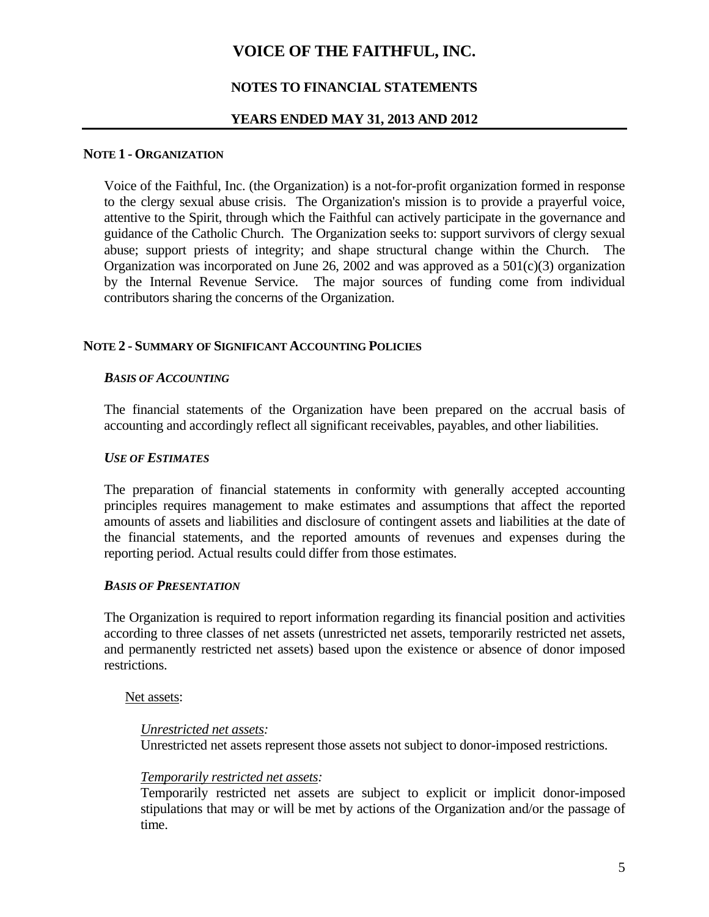# VOICE OF THE FAITHFUL, INC.

## NOTES TO FINANCIAL STATEMENTS

## YEARS ENDED MAY 31, 2013 AND 2012

### NOTE 1 - ORGANIZATION

Voice of the Faithful, Inc. (the Organization) is a not-for-profit organization formed in response to the clergy sexual abuse crisis. The Organization's mission is to provide a prayerful voice, attentive to the Spirit, through which the Faithful can actively participate in the governance and guidance of the Catholic Church. The Organization seeks to: support survivors of clergy sexual abuse; support priests of integrity; and shape structural change within the Church. The Organization was incorporated on June 26, 2002 and was approved as a 501(c)(3) organization by the Internal Revenue Service. The major sources of funding come from individual contributors sharing the concerns of the Organization.

### NOTE 2 - SUMMARY OF SIGNIFICANT ACCOUNTING POLICIES

***BASIS OF ACCOUNTING***

The financial statements of the Organization have been prepared on the accrual basis of accounting and accordingly reflect all significant receivables, payables, and other liabilities.

***USE OF ESTIMATES***

The preparation of financial statements in conformity with generally accepted accounting principles requires management to make estimates and assumptions that affect the reported amounts of assets and liabilities and disclosure of contingent assets and liabilities at the date of the financial statements, and the reported amounts of revenues and expenses during the reporting period. Actual results could differ from those estimates.

***BASIS OF PRESENTATION***

The Organization is required to report information regarding its financial position and activities according to three classes of net assets (unrestricted net assets, temporarily restricted net assets, and permanently restricted net assets) based upon the existence or absence of donor imposed restrictions.

Net assets:

*Unrestricted net assets:*
Unrestricted net assets represent those assets not subject to donor-imposed restrictions.

*Temporarily restricted net assets:*
Temporarily restricted net assets are subject to explicit or implicit donor-imposed stipulations that may or will be met by actions of the Organization and/or the passage of time.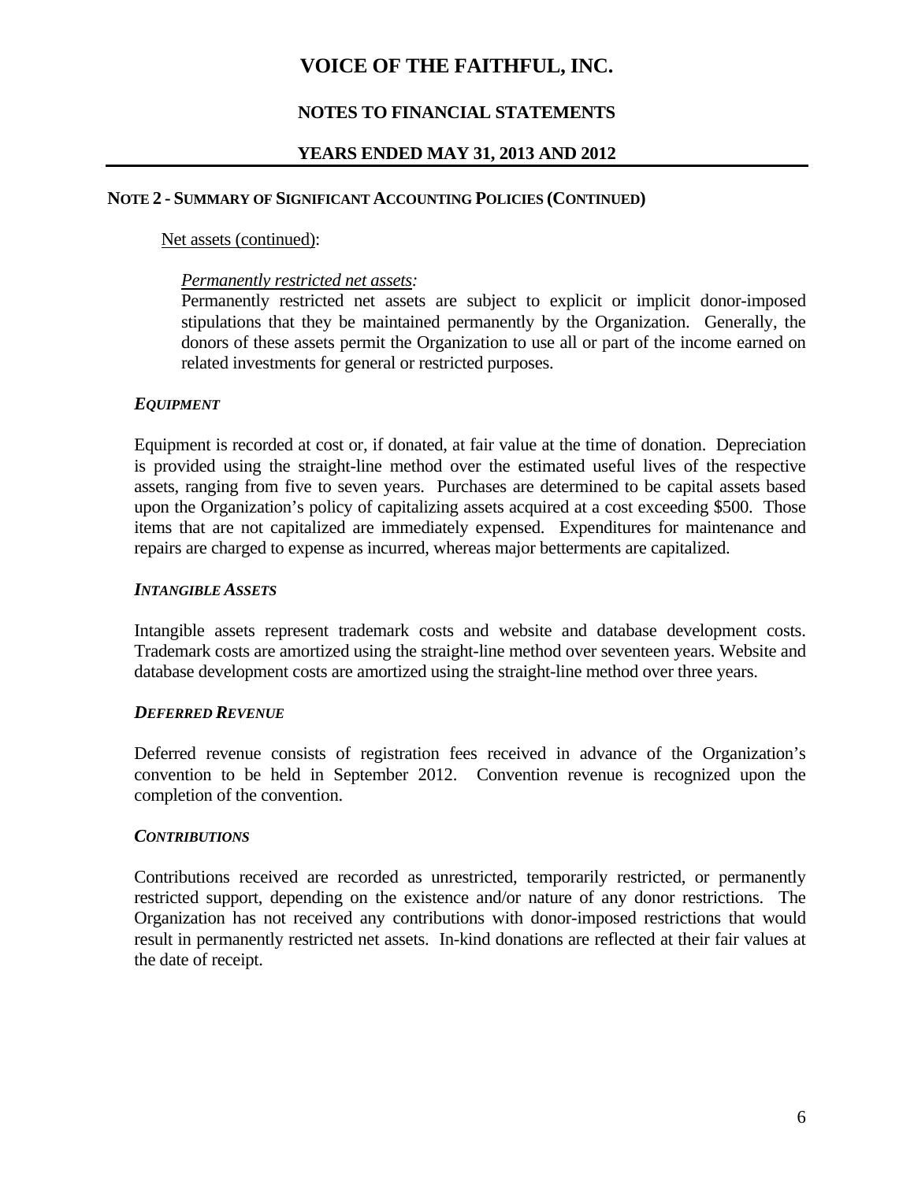# VOICE OF THE FAITHFUL, INC.

## NOTES TO FINANCIAL STATEMENTS

## YEARS ENDED MAY 31, 2013 AND 2012

**NOTE 2 - SUMMARY OF SIGNIFICANT ACCOUNTING POLICIES (CONTINUED)**

Net assets (continued):

*Permanently restricted net assets:*
Permanently restricted net assets are subject to explicit or implicit donor-imposed stipulations that they be maintained permanently by the Organization. Generally, the donors of these assets permit the Organization to use all or part of the income earned on related investments for general or restricted purposes.

***EQUIPMENT***

Equipment is recorded at cost or, if donated, at fair value at the time of donation. Depreciation is provided using the straight-line method over the estimated useful lives of the respective assets, ranging from five to seven years. Purchases are determined to be capital assets based upon the Organization's policy of capitalizing assets acquired at a cost exceeding $500. Those items that are not capitalized are immediately expensed. Expenditures for maintenance and repairs are charged to expense as incurred, whereas major betterments are capitalized.

***INTANGIBLE ASSETS***

Intangible assets represent trademark costs and website and database development costs. Trademark costs are amortized using the straight-line method over seventeen years. Website and database development costs are amortized using the straight-line method over three years.

***DEFERRED REVENUE***

Deferred revenue consists of registration fees received in advance of the Organization's convention to be held in September 2012. Convention revenue is recognized upon the completion of the convention.

***CONTRIBUTIONS***

Contributions received are recorded as unrestricted, temporarily restricted, or permanently restricted support, depending on the existence and/or nature of any donor restrictions. The Organization has not received any contributions with donor-imposed restrictions that would result in permanently restricted net assets. In-kind donations are reflected at their fair values at the date of receipt.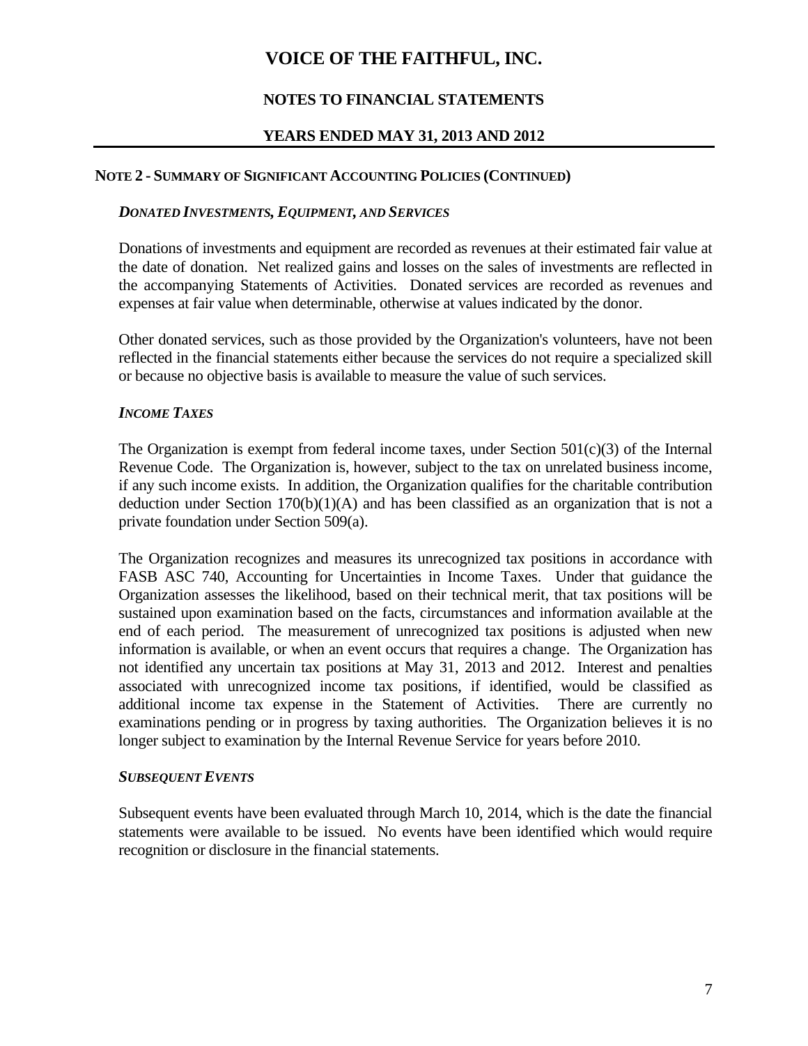# VOICE OF THE FAITHFUL, INC.

## NOTES TO FINANCIAL STATEMENTS

## YEARS ENDED MAY 31, 2013 AND 2012

### NOTE 2 - SUMMARY OF SIGNIFICANT ACCOUNTING POLICIES (CONTINUED)

***DONATED INVESTMENTS, EQUIPMENT, AND SERVICES***

Donations of investments and equipment are recorded as revenues at their estimated fair value at the date of donation. Net realized gains and losses on the sales of investments are reflected in the accompanying Statements of Activities. Donated services are recorded as revenues and expenses at fair value when determinable, otherwise at values indicated by the donor.

Other donated services, such as those provided by the Organization's volunteers, have not been reflected in the financial statements either because the services do not require a specialized skill or because no objective basis is available to measure the value of such services.

***INCOME TAXES***

The Organization is exempt from federal income taxes, under Section 501(c)(3) of the Internal Revenue Code. The Organization is, however, subject to the tax on unrelated business income, if any such income exists. In addition, the Organization qualifies for the charitable contribution deduction under Section 170(b)(1)(A) and has been classified as an organization that is not a private foundation under Section 509(a).

The Organization recognizes and measures its unrecognized tax positions in accordance with FASB ASC 740, Accounting for Uncertainties in Income Taxes. Under that guidance the Organization assesses the likelihood, based on their technical merit, that tax positions will be sustained upon examination based on the facts, circumstances and information available at the end of each period. The measurement of unrecognized tax positions is adjusted when new information is available, or when an event occurs that requires a change. The Organization has not identified any uncertain tax positions at May 31, 2013 and 2012. Interest and penalties associated with unrecognized income tax positions, if identified, would be classified as additional income tax expense in the Statement of Activities. There are currently no examinations pending or in progress by taxing authorities. The Organization believes it is no longer subject to examination by the Internal Revenue Service for years before 2010.

***SUBSEQUENT EVENTS***

Subsequent events have been evaluated through March 10, 2014, which is the date the financial statements were available to be issued. No events have been identified which would require recognition or disclosure in the financial statements.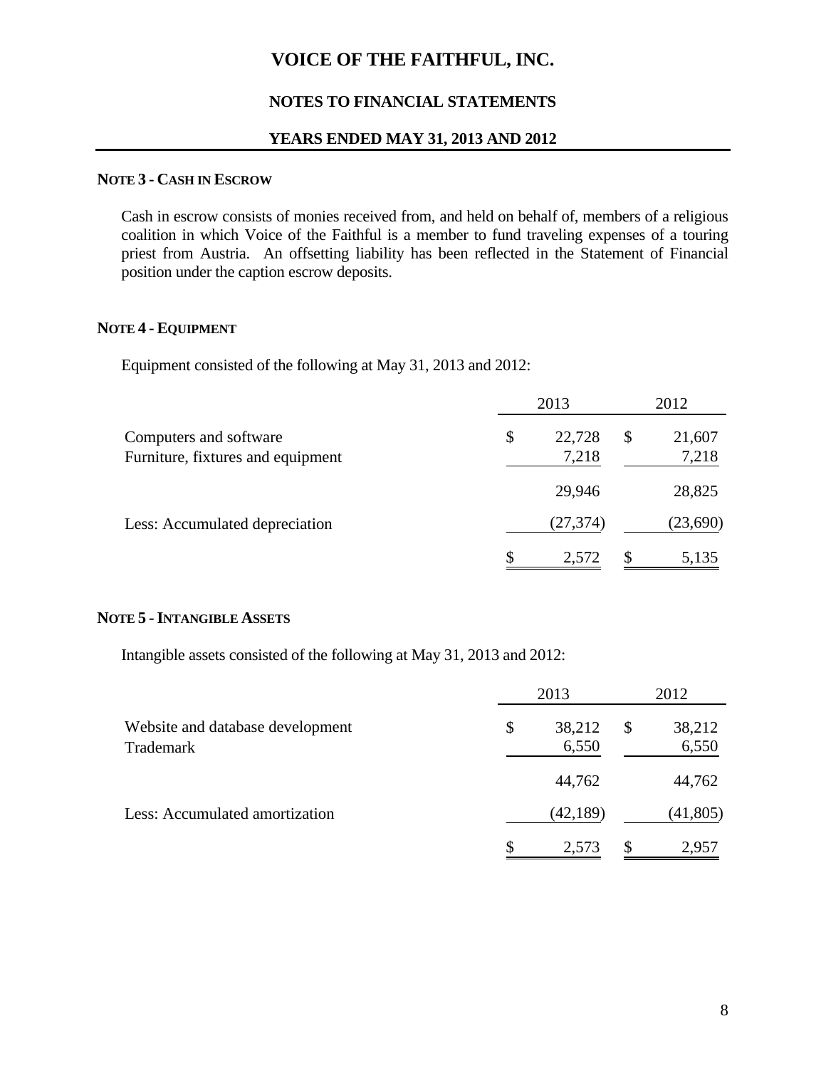# VOICE OF THE FAITHFUL, INC.

## NOTES TO FINANCIAL STATEMENTS

## YEARS ENDED MAY 31, 2013 AND 2012

### NOTE 3 - CASH IN ESCROW

Cash in escrow consists of monies received from, and held on behalf of, members of a religious coalition in which Voice of the Faithful is a member to fund traveling expenses of a touring priest from Austria. An offsetting liability has been reflected in the Statement of Financial position under the caption escrow deposits.

### NOTE 4 - EQUIPMENT

Equipment consisted of the following at May 31, 2013 and 2012:

| | 2013 | 2012 |
|---|---|---|
| Computers and software | $ 22,728 | $ 21,607 |
| Furniture, fixtures and equipment | 7,218 | 7,218 |
| | 29,946 | 28,825 |
| Less: Accumulated depreciation | (27,374) | (23,690) |
| | $ 2,572 | $ 5,135 |

### NOTE 5 - INTANGIBLE ASSETS

Intangible assets consisted of the following at May 31, 2013 and 2012:

| | 2013 | 2012 |
|---|---|---|
| Website and database development | $ 38,212 | $ 38,212 |
| Trademark | 6,550 | 6,550 |
| | 44,762 | 44,762 |
| Less: Accumulated amortization | (42,189) | (41,805) |
| | $ 2,573 | $ 2,957 |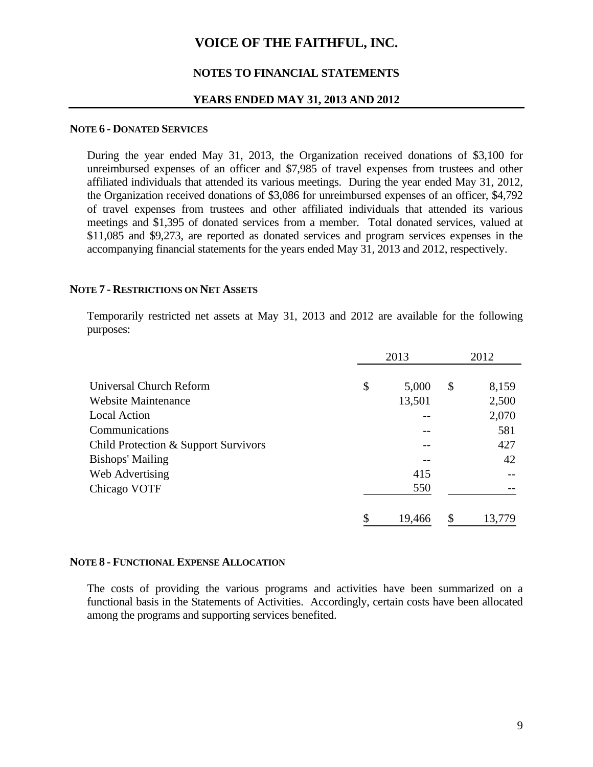# VOICE OF THE FAITHFUL, INC.

## NOTES TO FINANCIAL STATEMENTS

### YEARS ENDED MAY 31, 2013 AND 2012

#### NOTE 6 - DONATED SERVICES

During the year ended May 31, 2013, the Organization received donations of $3,100 for unreimbursed expenses of an officer and $7,985 of travel expenses from trustees and other affiliated individuals that attended its various meetings. During the year ended May 31, 2012, the Organization received donations of $3,086 for unreimbursed expenses of an officer, $4,792 of travel expenses from trustees and other affiliated individuals that attended its various meetings and $1,395 of donated services from a member. Total donated services, valued at $11,085 and $9,273, are reported as donated services and program services expenses in the accompanying financial statements for the years ended May 31, 2013 and 2012, respectively.

#### NOTE 7 - RESTRICTIONS ON NET ASSETS

Temporarily restricted net assets at May 31, 2013 and 2012 are available for the following purposes:

| | 2013 | 2012 |
|---|---|---|
| Universal Church Reform | $ 5,000 | $ 8,159 |
| Website Maintenance | 13,501 | 2,500 |
| Local Action | -- | 2,070 |
| Communications | -- | 581 |
| Child Protection & Support Survivors | -- | 427 |
| Bishops' Mailing | -- | 42 |
| Web Advertising | 415 | -- |
| Chicago VOTF | 550 | -- |
| | $ 19,466 | $ 13,779 |

#### NOTE 8 - FUNCTIONAL EXPENSE ALLOCATION

The costs of providing the various programs and activities have been summarized on a functional basis in the Statements of Activities. Accordingly, certain costs have been allocated among the programs and supporting services benefited.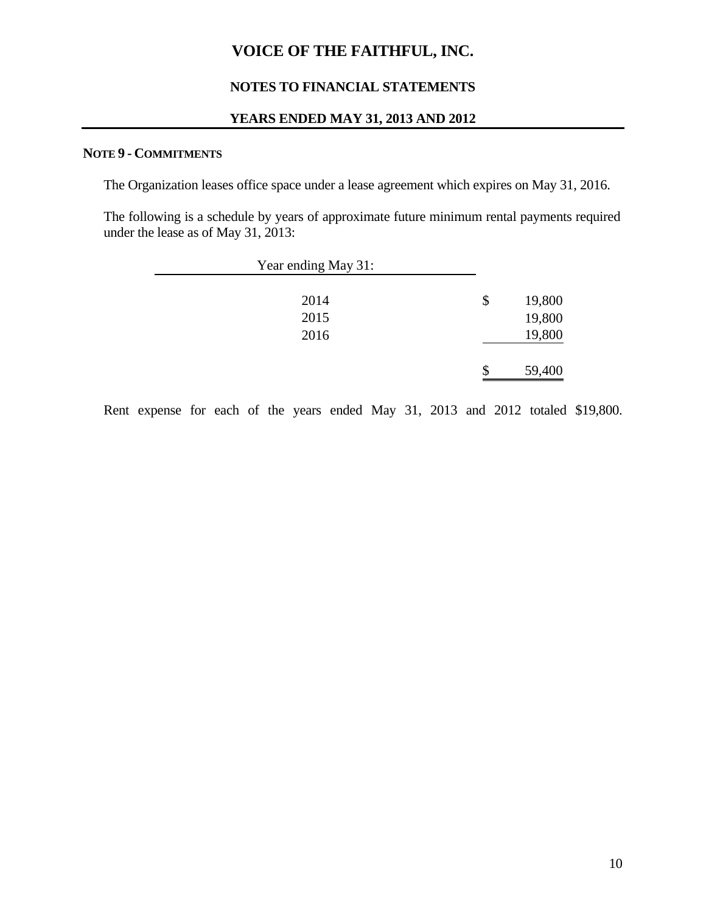# VOICE OF THE FAITHFUL, INC.

## NOTES TO FINANCIAL STATEMENTS

### YEARS ENDED MAY 31, 2013 AND 2012

**NOTE 9 - COMMITMENTS**

The Organization leases office space under a lease agreement which expires on May 31, 2016.

The following is a schedule by years of approximate future minimum rental payments required under the lease as of May 31, 2013:

| Year ending May 31: | |
|---|---|
| 2014 | $ 19,800 |
| 2015 | 19,800 |
| 2016 | 19,800 |
| | $ 59,400 |

Rent expense for each of the years ended May 31, 2013 and 2012 totaled $19,800.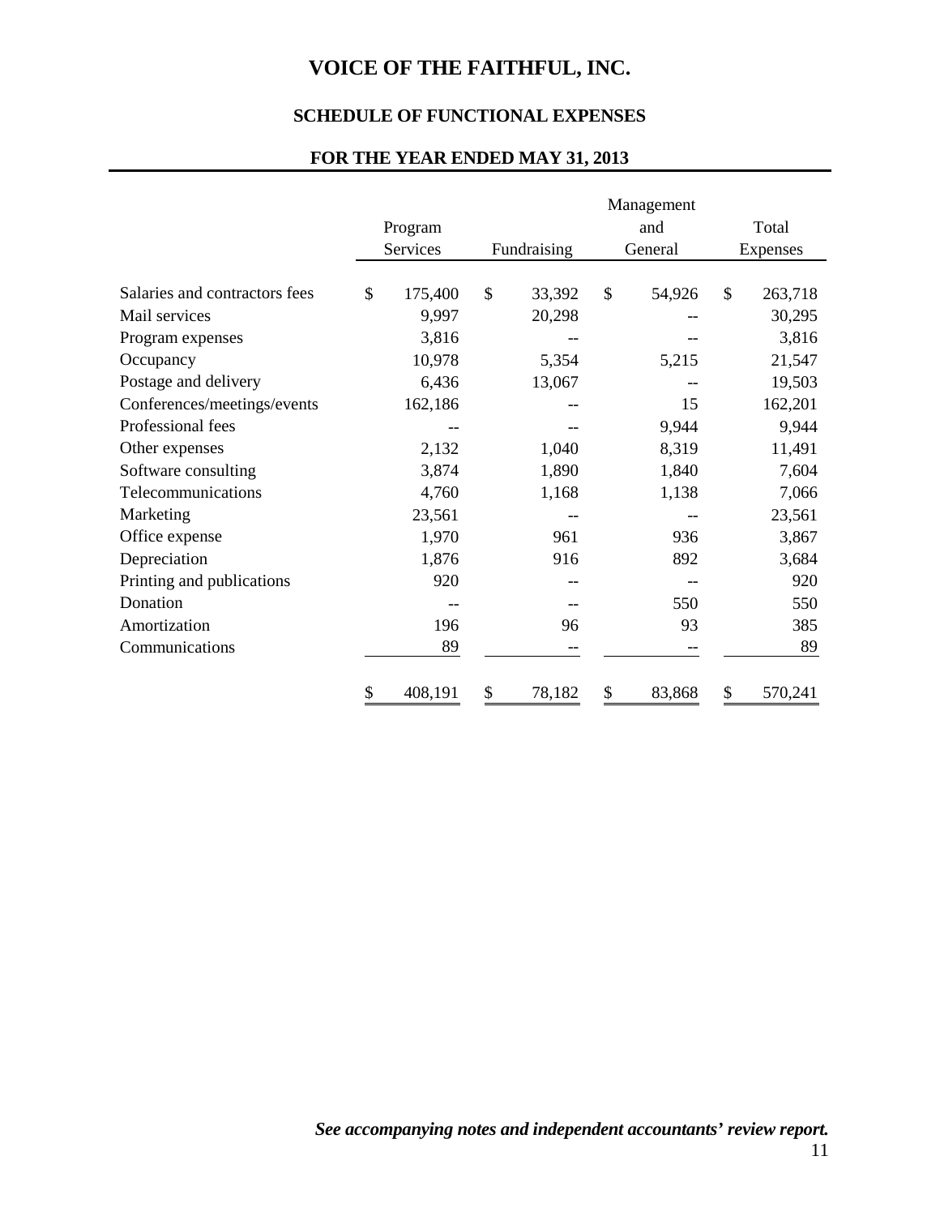# VOICE OF THE FAITHFUL, INC.

## SCHEDULE OF FUNCTIONAL EXPENSES

### FOR THE YEAR ENDED MAY 31, 2013

| | Program Services | Fundraising | Management and General | Total Expenses |
|---|---|---|---|---|
| Salaries and contractors fees | $ 175,400 | $ 33,392 | $ 54,926 | $ 263,718 |
| Mail services | 9,997 | 20,298 | -- | 30,295 |
| Program expenses | 3,816 | -- | -- | 3,816 |
| Occupancy | 10,978 | 5,354 | 5,215 | 21,547 |
| Postage and delivery | 6,436 | 13,067 | -- | 19,503 |
| Conferences/meetings/events | 162,186 | -- | 15 | 162,201 |
| Professional fees | -- | -- | 9,944 | 9,944 |
| Other expenses | 2,132 | 1,040 | 8,319 | 11,491 |
| Software consulting | 3,874 | 1,890 | 1,840 | 7,604 |
| Telecommunications | 4,760 | 1,168 | 1,138 | 7,066 |
| Marketing | 23,561 | -- | -- | 23,561 |
| Office expense | 1,970 | 961 | 936 | 3,867 |
| Depreciation | 1,876 | 916 | 892 | 3,684 |
| Printing and publications | 920 | -- | -- | 920 |
| Donation | -- | -- | 550 | 550 |
| Amortization | 196 | 96 | 93 | 385 |
| Communications | 89 | -- | -- | 89 |
| | $ 408,191 | $ 78,182 | $ 83,868 | $ 570,241 |

***See accompanying notes and independent accountants' review report.***